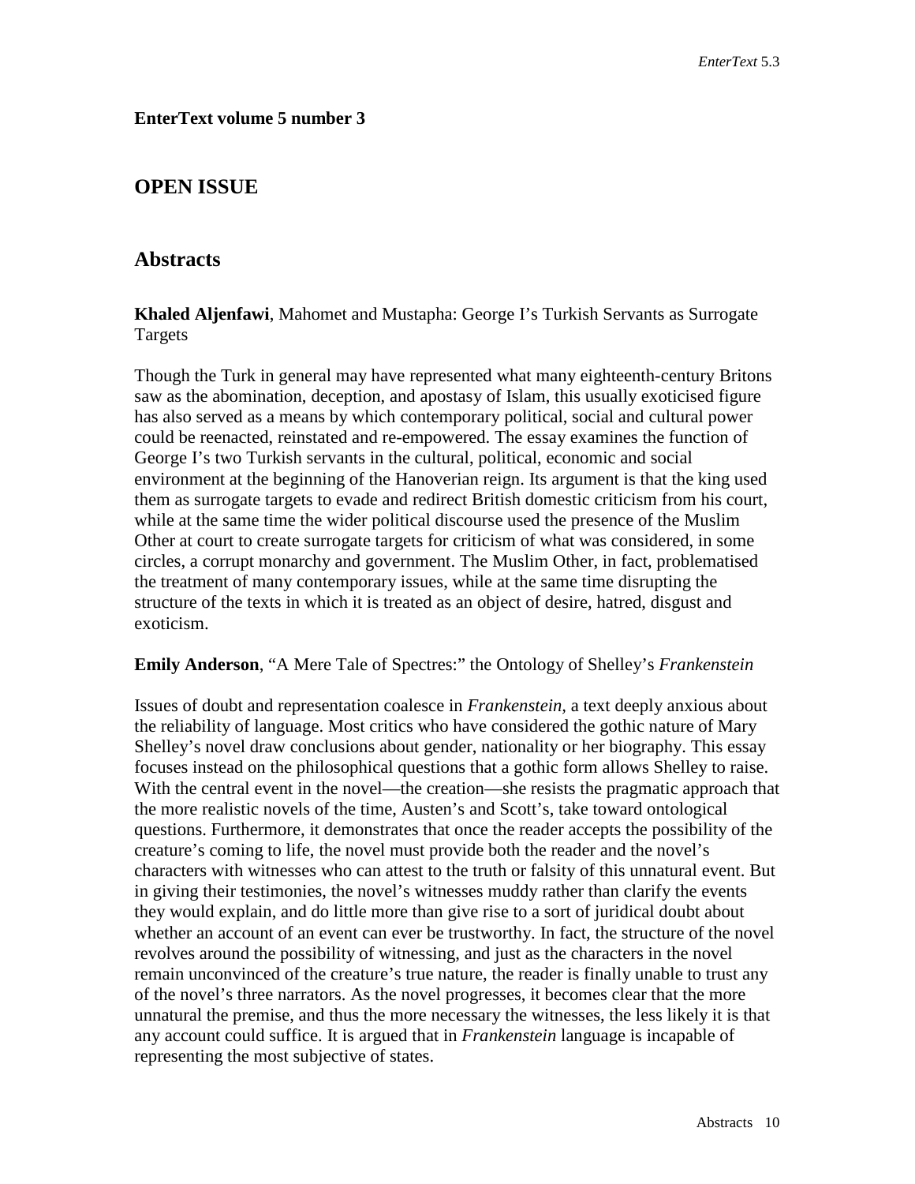**EnterText volume 5 number 3**

## OPEN ISSUE

## Abstracts

**Khaled Aljenfawi**, Mahomet and Mustapha: George I's Turkish Servants as Surrogate Targets

Though the Turk in general may have represented what many eighteenth-century Britons saw as the abomination, deception, and apostasy of Islam, this usually exoticised figure has also served as a means by which contemporary political, social and cultural power could be reenacted, reinstated and re-empowered. The essay examines the function of George I's two Turkish servants in the cultural, political, economic and social environment at the beginning of the Hanoverian reign. Its argument is that the king used them as surrogate targets to evade and redirect British domestic criticism from his court, while at the same time the wider political discourse used the presence of the Muslim Other at court to create surrogate targets for criticism of what was considered, in some circles, a corrupt monarchy and government. The Muslim Other, in fact, problematised the treatment of many contemporary issues, while at the same time disrupting the structure of the texts in which it is treated as an object of desire, hatred, disgust and exoticism.

**Emily Anderson**, "A Mere Tale of Spectres:" the Ontology of Shelley's *Frankenstein*

Issues of doubt and representation coalesce in *Frankenstein,* a text deeply anxious about the reliability of language. Most critics who have considered the gothic nature of Mary Shelley's novel draw conclusions about gender, nationality or her biography. This essay focuses instead on the philosophical questions that a gothic form allows Shelley to raise. With the central event in the novel—the creation—she resists the pragmatic approach that the more realistic novels of the time, Austen's and Scott's, take toward ontological questions. Furthermore, it demonstrates that once the reader accepts the possibility of the creature's coming to life, the novel must provide both the reader and the novel's characters with witnesses who can attest to the truth or falsity of this unnatural event. But in giving their testimonies, the novel's witnesses muddy rather than clarify the events they would explain, and do little more than give rise to a sort of juridical doubt about whether an account of an event can ever be trustworthy. In fact, the structure of the novel revolves around the possibility of witnessing, and just as the characters in the novel remain unconvinced of the creature's true nature, the reader is finally unable to trust any of the novel's three narrators. As the novel progresses, it becomes clear that the more unnatural the premise, and thus the more necessary the witnesses, the less likely it is that any account could suffice. It is argued that in *Frankenstein* language is incapable of representing the most subjective of states.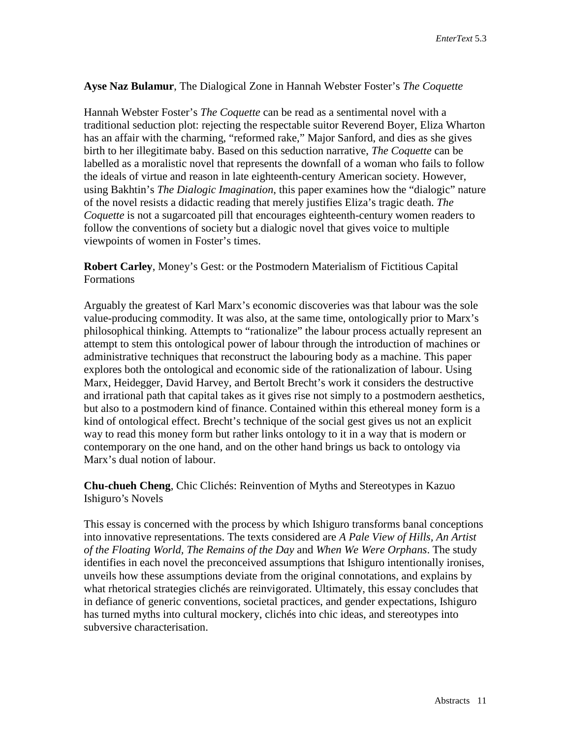**Ayse Naz Bulamur**, The Dialogical Zone in Hannah Webster Foster's *The Coquette*

Hannah Webster Foster's *The Coquette* can be read as a sentimental novel with a traditional seduction plot: rejecting the respectable suitor Reverend Boyer, Eliza Wharton has an affair with the charming, "reformed rake," Major Sanford, and dies as she gives birth to her illegitimate baby. Based on this seduction narrative, *The Coquette* can be labelled as a moralistic novel that represents the downfall of a woman who fails to follow the ideals of virtue and reason in late eighteenth-century American society. However, using Bakhtin's *The Dialogic Imagination*, this paper examines how the "dialogic" nature of the novel resists a didactic reading that merely justifies Eliza's tragic death. *The Coquette* is not a sugarcoated pill that encourages eighteenth-century women readers to follow the conventions of society but a dialogic novel that gives voice to multiple viewpoints of women in Foster's times.

**Robert Carley**, Money's Gest: or the Postmodern Materialism of Fictitious Capital Formations

Arguably the greatest of Karl Marx's economic discoveries was that labour was the sole value-producing commodity. It was also, at the same time, ontologically prior to Marx's philosophical thinking. Attempts to "rationalize" the labour process actually represent an attempt to stem this ontological power of labour through the introduction of machines or administrative techniques that reconstruct the labouring body as a machine. This paper explores both the ontological and economic side of the rationalization of labour. Using Marx, Heidegger, David Harvey, and Bertolt Brecht's work it considers the destructive and irrational path that capital takes as it gives rise not simply to a postmodern aesthetics, but also to a postmodern kind of finance. Contained within this ethereal money form is a kind of ontological effect. Brecht's technique of the social gest gives us not an explicit way to read this money form but rather links ontology to it in a way that is modern or contemporary on the one hand, and on the other hand brings us back to ontology via Marx's dual notion of labour.

**Chu-chueh Cheng**, Chic Clichés: Reinvention of Myths and Stereotypes in Kazuo Ishiguro's Novels

This essay is concerned with the process by which Ishiguro transforms banal conceptions into innovative representations. The texts considered are *A Pale View of Hills, An Artist of the Floating World*, *The Remains of the Day* and *When We Were Orphans*. The study identifies in each novel the preconceived assumptions that Ishiguro intentionally ironises, unveils how these assumptions deviate from the original connotations, and explains by what rhetorical strategies clichés are reinvigorated. Ultimately, this essay concludes that in defiance of generic conventions, societal practices, and gender expectations, Ishiguro has turned myths into cultural mockery, clichés into chic ideas, and stereotypes into subversive characterisation.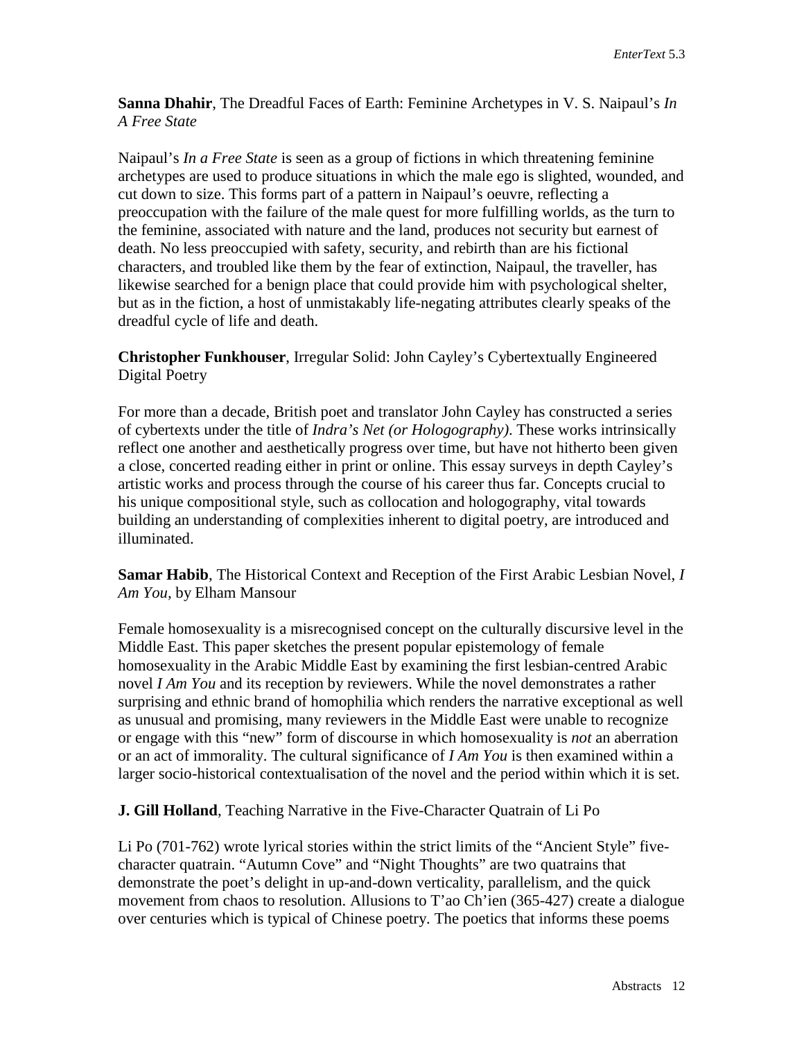**Sanna Dhahir**, The Dreadful Faces of Earth: Feminine Archetypes in V. S. Naipaul's *In A Free State*

Naipaul's *In a Free State* is seen as a group of fictions in which threatening feminine archetypes are used to produce situations in which the male ego is slighted, wounded, and cut down to size. This forms part of a pattern in Naipaul's oeuvre, reflecting a preoccupation with the failure of the male quest for more fulfilling worlds, as the turn to the feminine, associated with nature and the land, produces not security but earnest of death. No less preoccupied with safety, security, and rebirth than are his fictional characters, and troubled like them by the fear of extinction, Naipaul, the traveller, has likewise searched for a benign place that could provide him with psychological shelter, but as in the fiction, a host of unmistakably life-negating attributes clearly speaks of the dreadful cycle of life and death.

**Christopher Funkhouser**, Irregular Solid: John Cayley's Cybertextually Engineered Digital Poetry

For more than a decade, British poet and translator John Cayley has constructed a series of cybertexts under the title of *Indra's Net (or Hologography)*. These works intrinsically reflect one another and aesthetically progress over time, but have not hitherto been given a close, concerted reading either in print or online. This essay surveys in depth Cayley's artistic works and process through the course of his career thus far. Concepts crucial to his unique compositional style, such as collocation and hologography, vital towards building an understanding of complexities inherent to digital poetry, are introduced and illuminated.

**Samar Habib**, The Historical Context and Reception of the First Arabic Lesbian Novel, *I Am You*, by Elham Mansour

Female homosexuality is a misrecognised concept on the culturally discursive level in the Middle East. This paper sketches the present popular epistemology of female homosexuality in the Arabic Middle East by examining the first lesbian-centred Arabic novel *I Am You* and its reception by reviewers. While the novel demonstrates a rather surprising and ethnic brand of homophilia which renders the narrative exceptional as well as unusual and promising, many reviewers in the Middle East were unable to recognize or engage with this "new" form of discourse in which homosexuality is *not* an aberration or an act of immorality. The cultural significance of *I Am You* is then examined within a larger socio-historical contextualisation of the novel and the period within which it is set.

**J. Gill Holland**, Teaching Narrative in the Five-Character Quatrain of Li Po

Li Po (701-762) wrote lyrical stories within the strict limits of the "Ancient Style" five-character quatrain. "Autumn Cove" and "Night Thoughts" are two quatrains that demonstrate the poet's delight in up-and-down verticality, parallelism, and the quick movement from chaos to resolution. Allusions to T'ao Ch'ien (365-427) create a dialogue over centuries which is typical of Chinese poetry. The poetics that informs these poems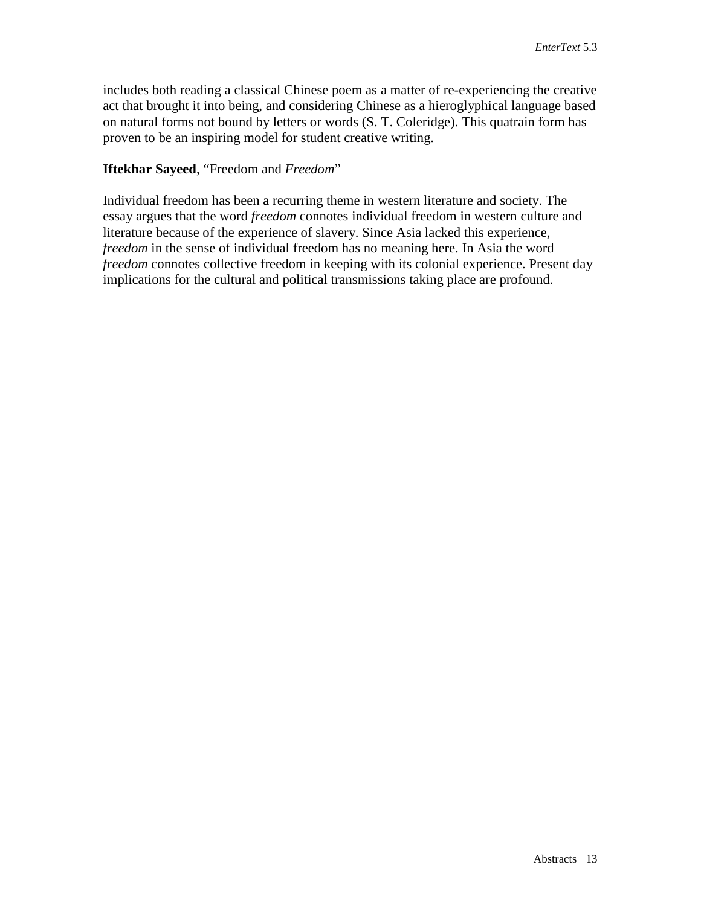includes both reading a classical Chinese poem as a matter of re-experiencing the creative act that brought it into being, and considering Chinese as a hieroglyphical language based on natural forms not bound by letters or words (S. T. Coleridge). This quatrain form has proven to be an inspiring model for student creative writing.

**Iftekhar Sayeed**, "Freedom and *Freedom*"

Individual freedom has been a recurring theme in western literature and society. The essay argues that the word *freedom* connotes individual freedom in western culture and literature because of the experience of slavery. Since Asia lacked this experience, *freedom* in the sense of individual freedom has no meaning here. In Asia the word *freedom* connotes collective freedom in keeping with its colonial experience. Present day implications for the cultural and political transmissions taking place are profound.